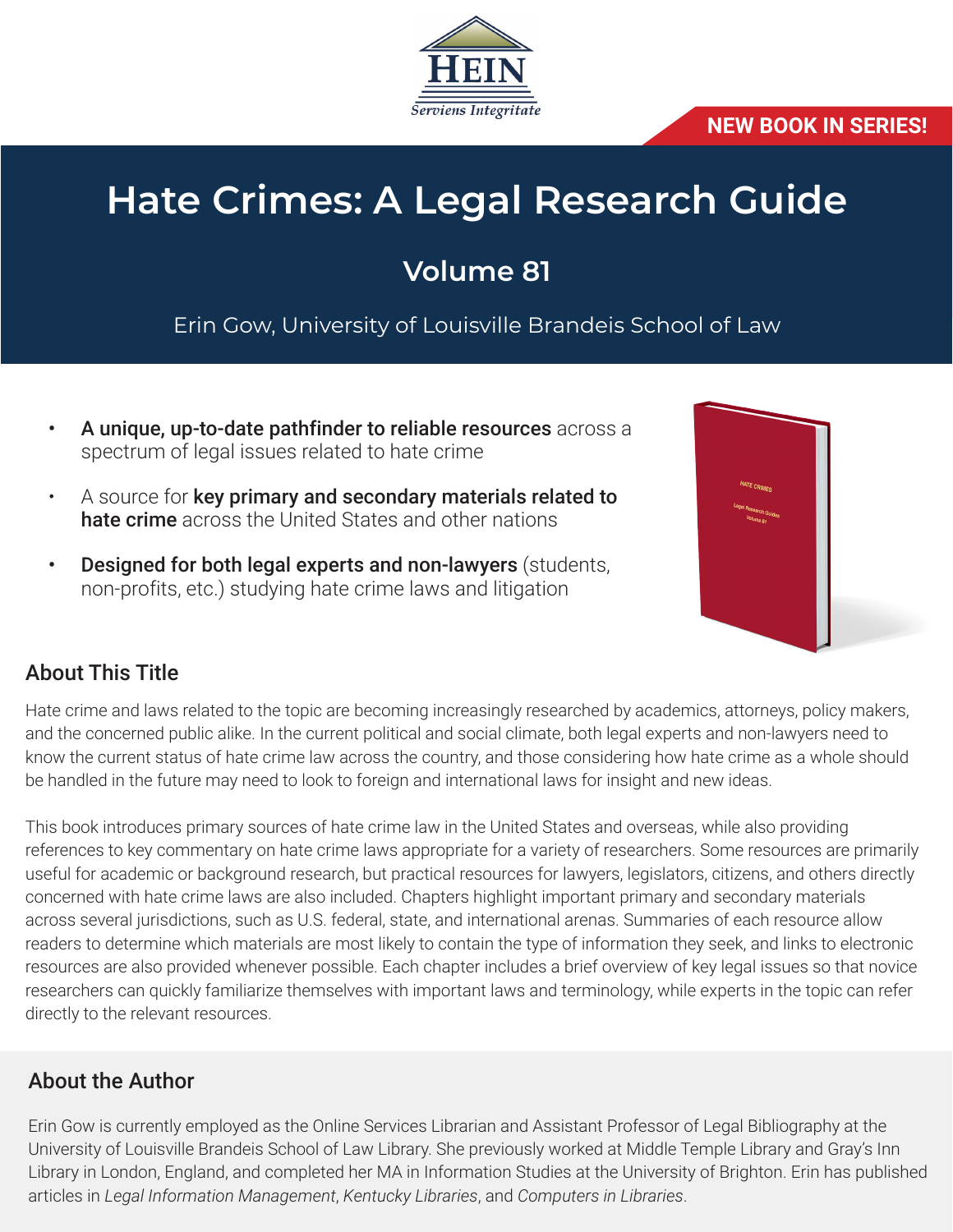HEIN

*Serviens Integritate*

**NEW BOOK IN SERIES!**

# Hate Crimes: A Legal Research Guide

## Volume 81

Erin Gow, University of Louisville Brandeis School of Law

- **A unique, up-to-date pathfinder to reliable resources** across a spectrum of legal issues related to hate crime
- A source for **key primary and secondary materials related to hate crime** across the United States and other nations
- **Designed for both legal experts and non-lawyers** (students, non-profits, etc.) studying hate crime laws and litigation

## About This Title

Hate crime and laws related to the topic are becoming increasingly researched by academics, attorneys, policy makers, and the concerned public alike. In the current political and social climate, both legal experts and non-lawyers need to know the current status of hate crime law across the country, and those considering how hate crime as a whole should be handled in the future may need to look to foreign and international laws for insight and new ideas.

This book introduces primary sources of hate crime law in the United States and overseas, while also providing references to key commentary on hate crime laws appropriate for a variety of researchers. Some resources are primarily useful for academic or background research, but practical resources for lawyers, legislators, citizens, and others directly concerned with hate crime laws are also included. Chapters highlight important primary and secondary materials across several jurisdictions, such as U.S. federal, state, and international arenas. Summaries of each resource allow readers to determine which materials are most likely to contain the type of information they seek, and links to electronic resources are also provided whenever possible. Each chapter includes a brief overview of key legal issues so that novice researchers can quickly familiarize themselves with important laws and terminology, while experts in the topic can refer directly to the relevant resources.

## About the Author

Erin Gow is currently employed as the Online Services Librarian and Assistant Professor of Legal Bibliography at the University of Louisville Brandeis School of Law Library. She previously worked at Middle Temple Library and Gray's Inn Library in London, England, and completed her MA in Information Studies at the University of Brighton. Erin has published articles in *Legal Information Management*, *Kentucky Libraries*, and *Computers in Libraries*.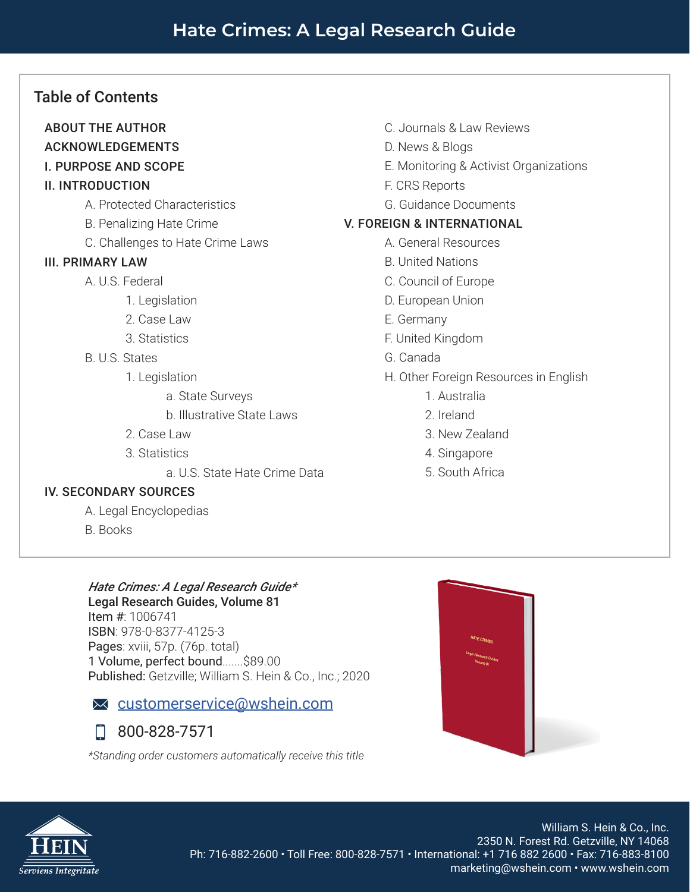# Hate Crimes: A Legal Research Guide

## Table of Contents

- ABOUT THE AUTHOR
- ACKNOWLEDGEMENTS
- I. PURPOSE AND SCOPE
- II. INTRODUCTION
  - A. Protected Characteristics
  - B. Penalizing Hate Crime
  - C. Challenges to Hate Crime Laws
- III. PRIMARY LAW
  - A. U.S. Federal
    - 1. Legislation
    - 2. Case Law
    - 3. Statistics
  - B. U.S. States
    - 1. Legislation
      - a. State Surveys
      - b. Illustrative State Laws
    - 2. Case Law
    - 3. Statistics
      - a. U.S. State Hate Crime Data
- IV. SECONDARY SOURCES
  - A. Legal Encyclopedias
  - B. Books
  - C. Journals & Law Reviews
  - D. News & Blogs
  - E. Monitoring & Activist Organizations
  - F. CRS Reports
  - G. Guidance Documents
- V. FOREIGN & INTERNATIONAL
  - A. General Resources
  - B. United Nations
  - C. Council of Europe
  - D. European Union
  - E. Germany
  - F. United Kingdom
  - G. Canada
  - H. Other Foreign Resources in English
    - 1. Australia
    - 2. Ireland
    - 3. New Zealand
    - 4. Singapore
    - 5. South Africa

*Hate Crimes: A Legal Research Guide**
**Legal Research Guides, Volume 81**
Item #: 1006741
ISBN: 978-0-8377-4125-3
Pages: xviii, 57p. (76p. total)
1 Volume, perfect bound.......$89.00
Published: Getzville; William S. Hein & Co., Inc.; 2020

customerservice@wshein.com

800-828-7571

**Standing order customers automatically receive this title*

HEIN
Serviens Integritate

William S. Hein & Co., Inc.
2350 N. Forest Rd. Getzville, NY 14068
Ph: 716-882-2600 • Toll Free: 800-828-7571 • International: +1 716 882 2600 • Fax: 716-883-8100
marketing@wshein.com • www.wshein.com